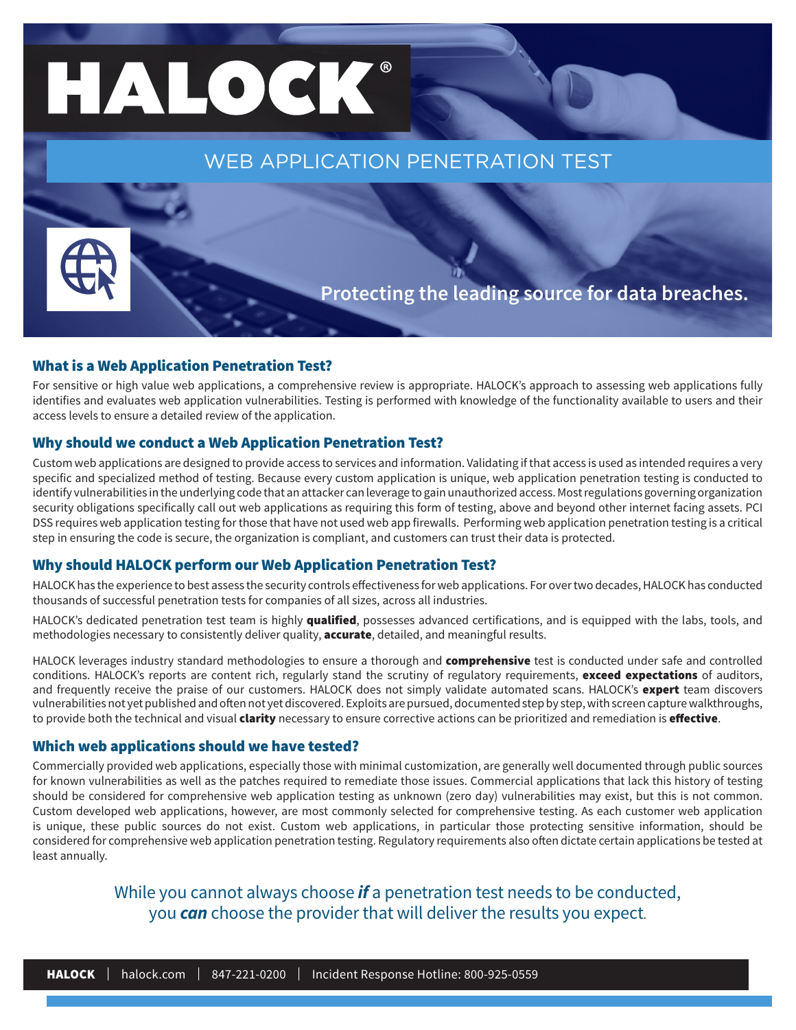# HALOCK®

## WEB APPLICATION PENETRATION TEST

**Protecting the leading source for data breaches.**

### What is a Web Application Penetration Test?

For sensitive or high value web applications, a comprehensive review is appropriate. HALOCK's approach to assessing web applications fully identifies and evaluates web application vulnerabilities. Testing is performed with knowledge of the functionality available to users and their access levels to ensure a detailed review of the application.

### Why should we conduct a Web Application Penetration Test?

Custom web applications are designed to provide access to services and information. Validating if that access is used as intended requires a very specific and specialized method of testing. Because every custom application is unique, web application penetration testing is conducted to identify vulnerabilities in the underlying code that an attacker can leverage to gain unauthorized access. Most regulations governing organization security obligations specifically call out web applications as requiring this form of testing, above and beyond other internet facing assets. PCI DSS requires web application testing for those that have not used web app firewalls. Performing web application penetration testing is a critical step in ensuring the code is secure, the organization is compliant, and customers can trust their data is protected.

### Why should HALOCK perform our Web Application Penetration Test?

HALOCK has the experience to best assess the security controls effectiveness for web applications. For over two decades, HALOCK has conducted thousands of successful penetration tests for companies of all sizes, across all industries.

HALOCK's dedicated penetration test team is highly **qualified**, possesses advanced certifications, and is equipped with the labs, tools, and methodologies necessary to consistently deliver quality, **accurate**, detailed, and meaningful results.

HALOCK leverages industry standard methodologies to ensure a thorough and **comprehensive** test is conducted under safe and controlled conditions. HALOCK's reports are content rich, regularly stand the scrutiny of regulatory requirements, **exceed expectations** of auditors, and frequently receive the praise of our customers. HALOCK does not simply validate automated scans. HALOCK's **expert** team discovers vulnerabilities not yet published and often not yet discovered. Exploits are pursued, documented step by step, with screen capture walkthroughs, to provide both the technical and visual **clarity** necessary to ensure corrective actions can be prioritized and remediation is **effective**.

### Which web applications should we have tested?

Commercially provided web applications, especially those with minimal customization, are generally well documented through public sources for known vulnerabilities as well as the patches required to remediate those issues. Commercial applications that lack this history of testing should be considered for comprehensive web application testing as unknown (zero day) vulnerabilities may exist, but this is not common. Custom developed web applications, however, are most commonly selected for comprehensive testing. As each customer web application is unique, these public sources do not exist. Custom web applications, in particular those protecting sensitive information, should be considered for comprehensive web application penetration testing. Regulatory requirements also often dictate certain applications be tested at least annually.

While you cannot always choose ***if*** a penetration test needs to be conducted, you ***can*** choose the provider that will deliver the results you expect.

**HALOCK** | halock.com | 847-221-0200 | Incident Response Hotline: 800-925-0559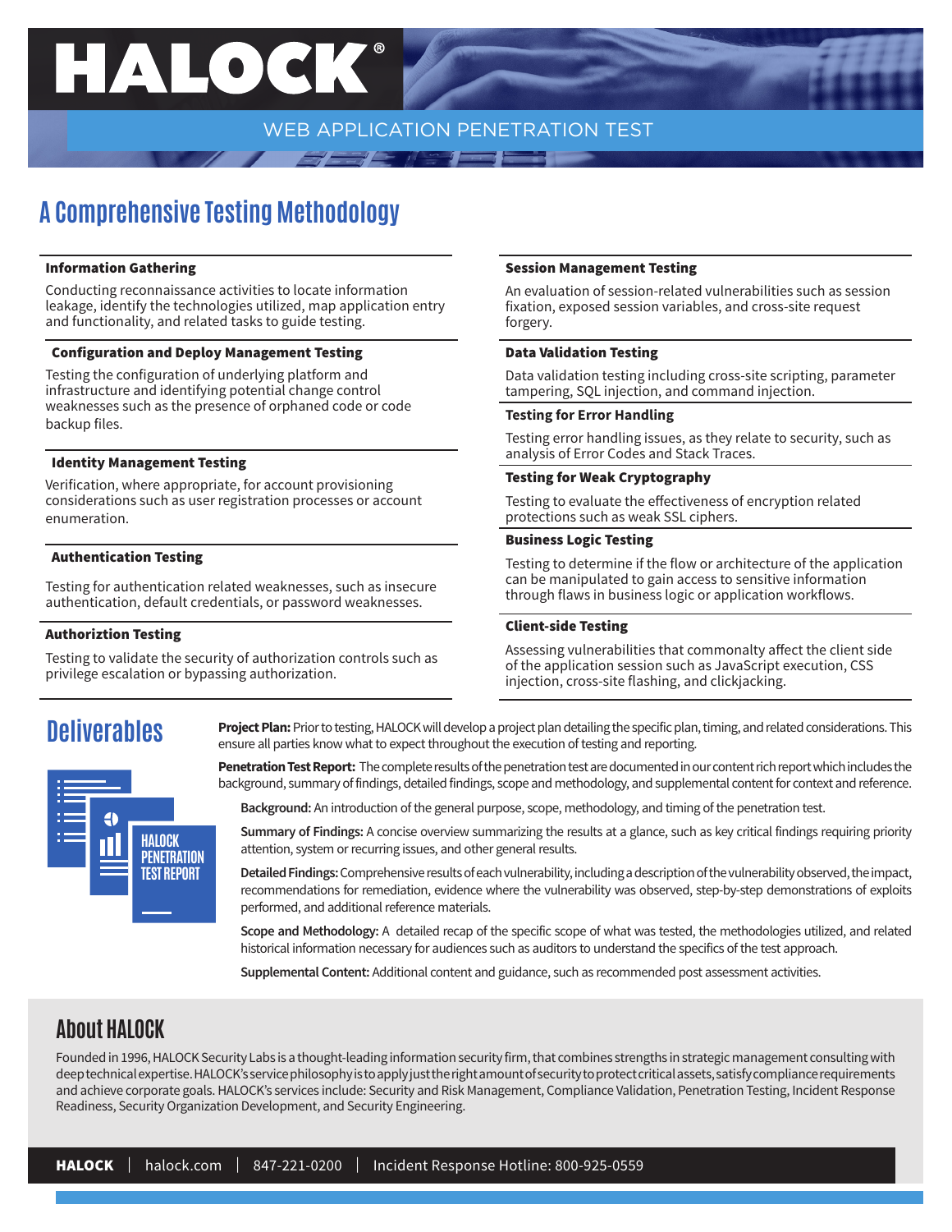# WEB APPLICATION PENETRATION TEST

## A Comprehensive Testing Methodology

**Information Gathering**

Conducting reconnaissance activities to locate information leakage, identify the technologies utilized, map application entry and functionality, and related tasks to guide testing.

**Configuration and Deploy Management Testing**

Testing the configuration of underlying platform and infrastructure and identifying potential change control weaknesses such as the presence of orphaned code or code backup files.

**Identity Management Testing**

Verification, where appropriate, for account provisioning considerations such as user registration processes or account enumeration.

**Authentication Testing**

Testing for authentication related weaknesses, such as insecure authentication, default credentials, or password weaknesses.

**Authoriztion Testing**

Testing to validate the security of authorization controls such as privilege escalation or bypassing authorization.

**Session Management Testing**

An evaluation of session-related vulnerabilities such as session fixation, exposed session variables, and cross-site request forgery.

**Data Validation Testing**

Data validation testing including cross-site scripting, parameter tampering, SQL injection, and command injection.

**Testing for Error Handling**

Testing error handling issues, as they relate to security, such as analysis of Error Codes and Stack Traces.

**Testing for Weak Cryptography**

Testing to evaluate the effectiveness of encryption related protections such as weak SSL ciphers.

**Business Logic Testing**

Testing to determine if the flow or architecture of the application can be manipulated to gain access to sensitive information through flaws in business logic or application workflows.

**Client-side Testing**

Assessing vulnerabilities that commonalty affect the client side of the application session such as JavaScript execution, CSS injection, cross-site flashing, and clickjacking.

## Deliverables

**Project Plan:** Prior to testing, HALOCK will develop a project plan detailing the specific plan, timing, and related considerations. This ensure all parties know what to expect throughout the execution of testing and reporting.

**Penetration Test Report:** The complete results of the penetration test are documented in our content rich report which includes the background, summary of findings, detailed findings, scope and methodology, and supplemental content for context and reference.

- **Background:** An introduction of the general purpose, scope, methodology, and timing of the penetration test.
- **Summary of Findings:** A concise overview summarizing the results at a glance, such as key critical findings requiring priority attention, system or recurring issues, and other general results.
- **Detailed Findings:** Comprehensive results of each vulnerability, including a description of the vulnerability observed, the impact, recommendations for remediation, evidence where the vulnerability was observed, step-by-step demonstrations of exploits performed, and additional reference materials.
- **Scope and Methodology:** A detailed recap of the specific scope of what was tested, the methodologies utilized, and related historical information necessary for audiences such as auditors to understand the specifics of the test approach.
- **Supplemental Content:** Additional content and guidance, such as recommended post assessment activities.

## About HALOCK

Founded in 1996, HALOCK Security Labs is a thought-leading information security firm, that combines strengths in strategic management consulting with deep technical expertise. HALOCK's service philosophy is to apply just the right amount of security to protect critical assets, satisfy compliance requirements and achieve corporate goals. HALOCK's services include: Security and Risk Management, Compliance Validation, Penetration Testing, Incident Response Readiness, Security Organization Development, and Security Engineering.

**HALOCK** | halock.com | 847-221-0200 | Incident Response Hotline: 800-925-0559